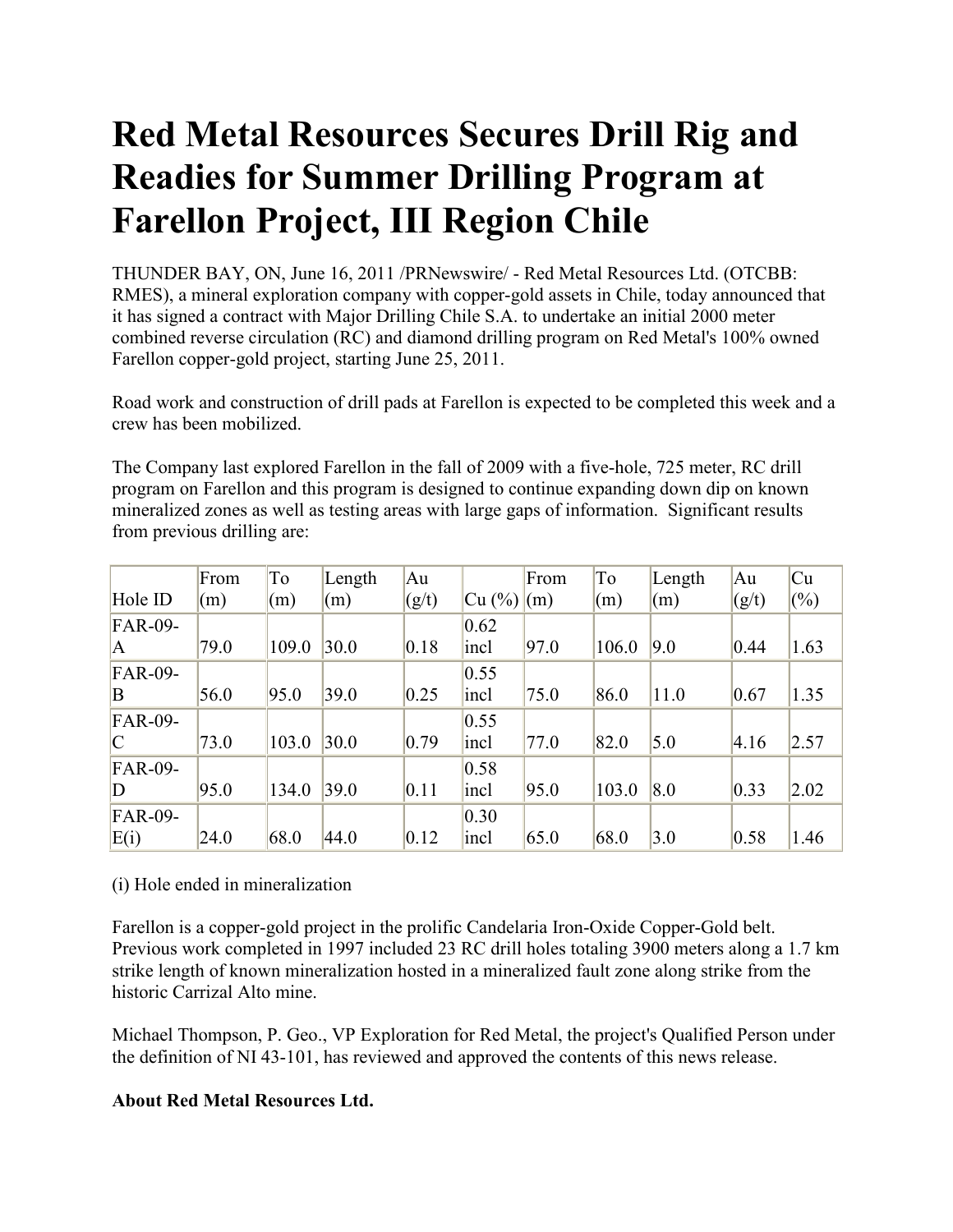# Red Metal Resources Secures Drill Rig and Readies for Summer Drilling Program at Farellon Project, III Region Chile

THUNDER BAY, ON, June 16, 2011 /PRNewswire/ - Red Metal Resources Ltd. (OTCBB: RMES), a mineral exploration company with copper-gold assets in Chile, today announced that it has signed a contract with Major Drilling Chile S.A. to undertake an initial 2000 meter combined reverse circulation (RC) and diamond drilling program on Red Metal's 100% owned Farellon copper-gold project, starting June 25, 2011.

Road work and construction of drill pads at Farellon is expected to be completed this week and a crew has been mobilized.

The Company last explored Farellon in the fall of 2009 with a five-hole, 725 meter, RC drill program on Farellon and this program is designed to continue expanding down dip on known mineralized zones as well as testing areas with large gaps of information. Significant results from previous drilling are:

| Hole ID | From (m) | To (m) | Length (m) | Au (g/t) | Cu (%) | From (m) | To (m) | Length (m) | Au (g/t) | Cu (%) |
|---|---|---|---|---|---|---|---|---|---|---|
| FAR-09-A | 79.0 | 109.0 | 30.0 | 0.18 | 0.62 incl | 97.0 | 106.0 | 9.0 | 0.44 | 1.63 |
| FAR-09-B | 56.0 | 95.0 | 39.0 | 0.25 | 0.55 incl | 75.0 | 86.0 | 11.0 | 0.67 | 1.35 |
| FAR-09-C | 73.0 | 103.0 | 30.0 | 0.79 | 0.55 incl | 77.0 | 82.0 | 5.0 | 4.16 | 2.57 |
| FAR-09-D | 95.0 | 134.0 | 39.0 | 0.11 | 0.58 incl | 95.0 | 103.0 | 8.0 | 0.33 | 2.02 |
| FAR-09-E(i) | 24.0 | 68.0 | 44.0 | 0.12 | 0.30 incl | 65.0 | 68.0 | 3.0 | 0.58 | 1.46 |

(i) Hole ended in mineralization

Farellon is a copper-gold project in the prolific Candelaria Iron-Oxide Copper-Gold belt. Previous work completed in 1997 included 23 RC drill holes totaling 3900 meters along a 1.7 km strike length of known mineralization hosted in a mineralized fault zone along strike from the historic Carrizal Alto mine.

Michael Thompson, P. Geo., VP Exploration for Red Metal, the project's Qualified Person under the definition of NI 43-101, has reviewed and approved the contents of this news release.

**About Red Metal Resources Ltd.**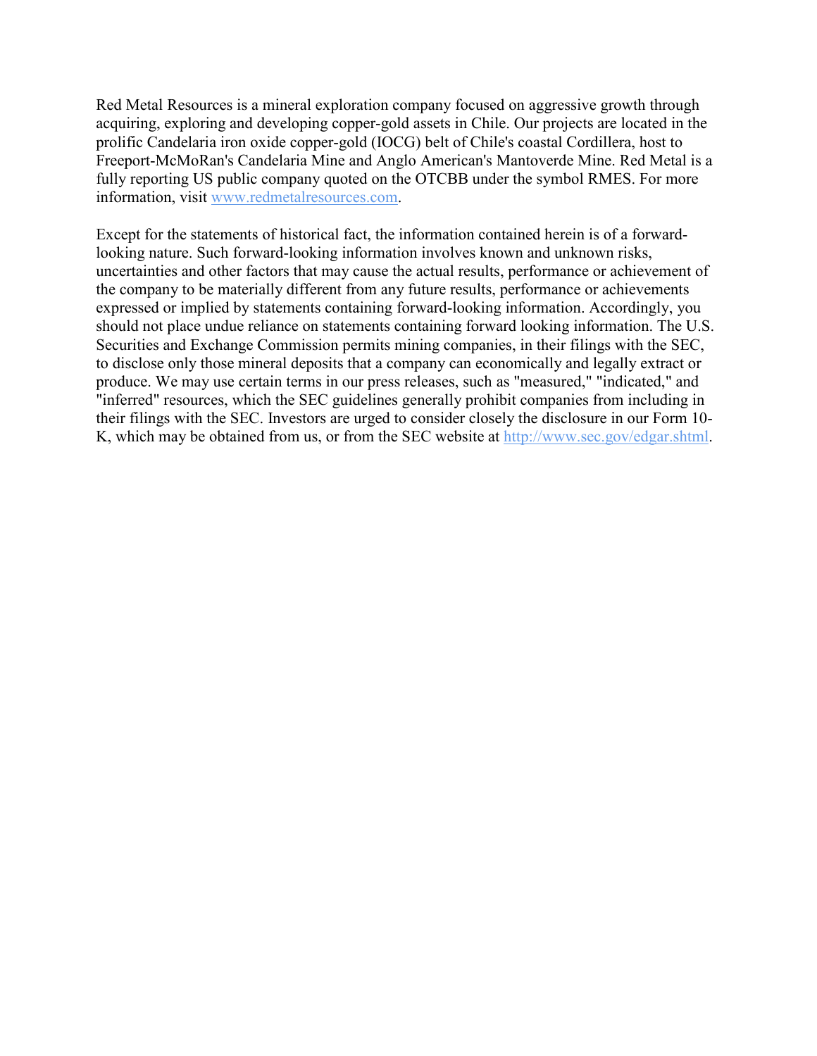Red Metal Resources is a mineral exploration company focused on aggressive growth through acquiring, exploring and developing copper-gold assets in Chile. Our projects are located in the prolific Candelaria iron oxide copper-gold (IOCG) belt of Chile's coastal Cordillera, host to Freeport-McMoRan's Candelaria Mine and Anglo American's Mantoverde Mine. Red Metal is a fully reporting US public company quoted on the OTCBB under the symbol RMES. For more information, visit [www.redmetalresources.com](http://www.redmetalresources.com).

Except for the statements of historical fact, the information contained herein is of a forward-looking nature. Such forward-looking information involves known and unknown risks, uncertainties and other factors that may cause the actual results, performance or achievement of the company to be materially different from any future results, performance or achievements expressed or implied by statements containing forward-looking information. Accordingly, you should not place undue reliance on statements containing forward looking information. The U.S. Securities and Exchange Commission permits mining companies, in their filings with the SEC, to disclose only those mineral deposits that a company can economically and legally extract or produce. We may use certain terms in our press releases, such as "measured," "indicated," and "inferred" resources, which the SEC guidelines generally prohibit companies from including in their filings with the SEC. Investors are urged to consider closely the disclosure in our Form 10-K, which may be obtained from us, or from the SEC website at [http://www.sec.gov/edgar.shtml](http://www.sec.gov/edgar.shtml).